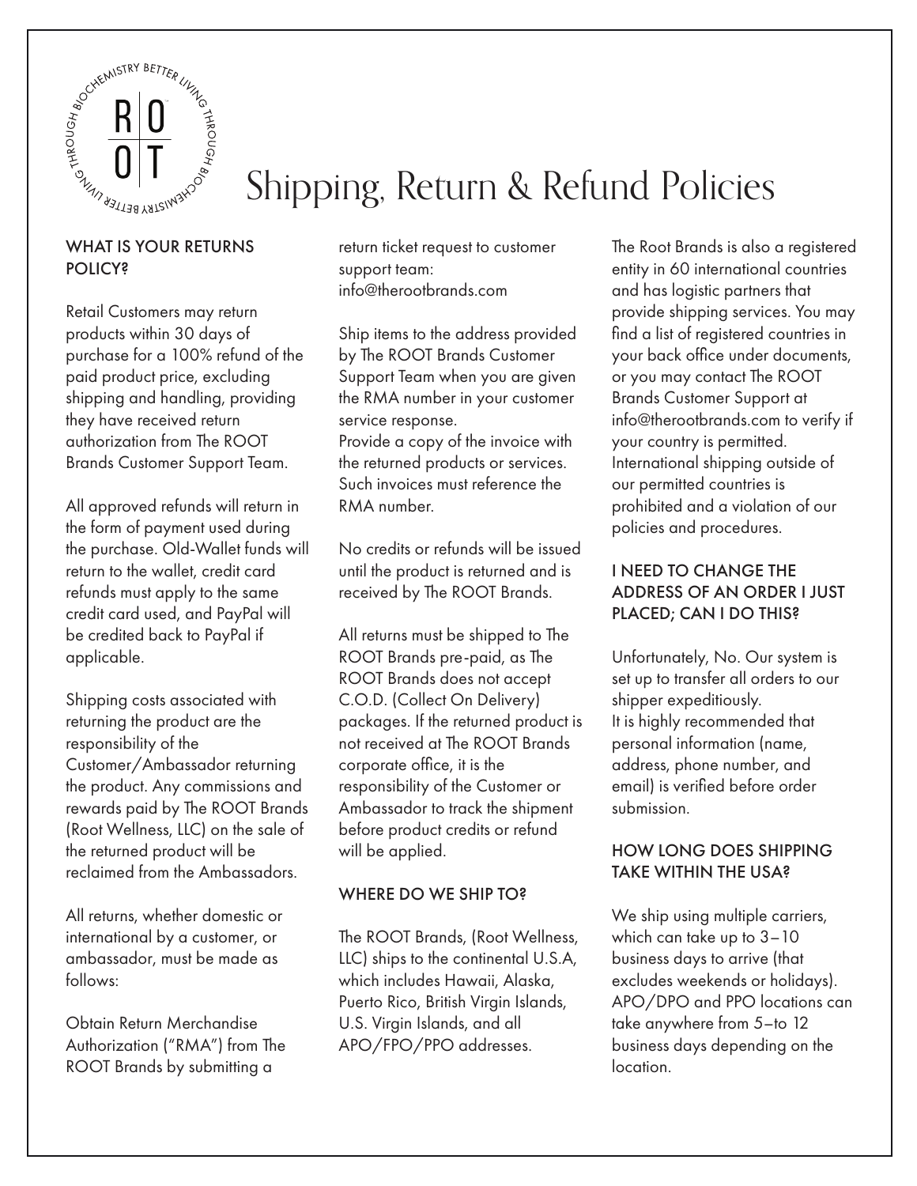# Shipping, Return & Refund Policies

### WHAT IS YOUR RETURNS POLICY?

Retail Customers may return products within 30 days of purchase for a 100% refund of the paid product price, excluding shipping and handling, providing they have received return authorization from The ROOT Brands Customer Support Team.

All approved refunds will return in the form of payment used during the purchase. Old-Wallet funds will return to the wallet, credit card refunds must apply to the same credit card used, and PayPal will be credited back to PayPal if applicable.

Shipping costs associated with returning the product are the responsibility of the Customer/Ambassador returning the product. Any commissions and rewards paid by The ROOT Brands (Root Wellness, LLC) on the sale of the returned product will be reclaimed from the Ambassadors.

All returns, whether domestic or international by a customer, or ambassador, must be made as follows:

Obtain Return Merchandise Authorization ("RMA") from The ROOT Brands by submitting a return ticket request to customer support team: info@therootbrands.com

Ship items to the address provided by The ROOT Brands Customer Support Team when you are given the RMA number in your customer service response.
Provide a copy of the invoice with the returned products or services. Such invoices must reference the RMA number.

No credits or refunds will be issued until the product is returned and is received by The ROOT Brands.

All returns must be shipped to The ROOT Brands pre-paid, as The ROOT Brands does not accept C.O.D. (Collect On Delivery) packages. If the returned product is not received at The ROOT Brands corporate office, it is the responsibility of the Customer or Ambassador to track the shipment before product credits or refund will be applied.

### WHERE DO WE SHIP TO?

The ROOT Brands, (Root Wellness, LLC) ships to the continental U.S.A, which includes Hawaii, Alaska, Puerto Rico, British Virgin Islands, U.S. Virgin Islands, and all APO/FPO/PPO addresses.

The Root Brands is also a registered entity in 60 international countries and has logistic partners that provide shipping services. You may find a list of registered countries in your back office under documents, or you may contact The ROOT Brands Customer Support at info@therootbrands.com to verify if your country is permitted. International shipping outside of our permitted countries is prohibited and a violation of our policies and procedures.

### I NEED TO CHANGE THE ADDRESS OF AN ORDER I JUST PLACED; CAN I DO THIS?

Unfortunately, No. Our system is set up to transfer all orders to our shipper expeditiously.
It is highly recommended that personal information (name, address, phone number, and email) is verified before order submission.

### HOW LONG DOES SHIPPING TAKE WITHIN THE USA?

We ship using multiple carriers, which can take up to 3–10 business days to arrive (that excludes weekends or holidays). APO/DPO and PPO locations can take anywhere from 5–to 12 business days depending on the location.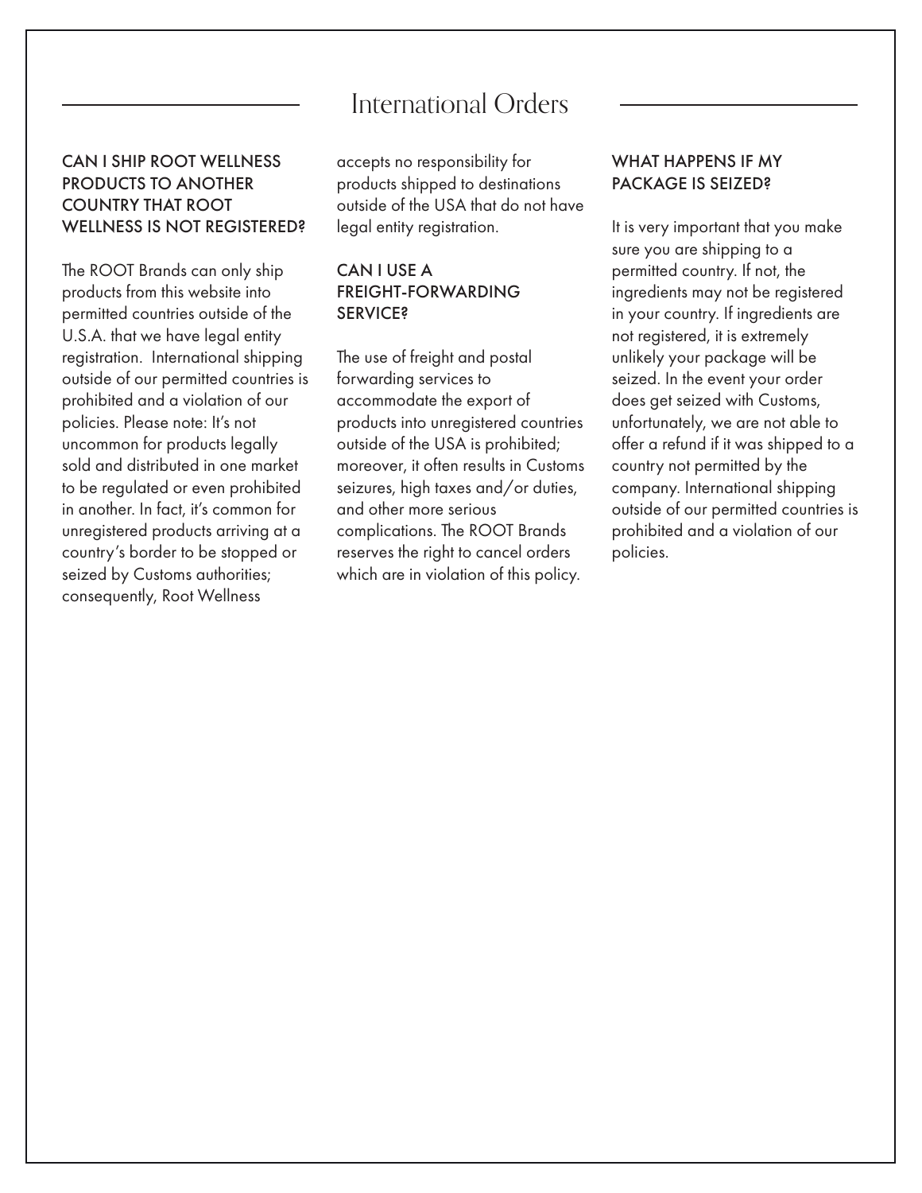## International Orders

### CAN I SHIP ROOT WELLNESS PRODUCTS TO ANOTHER COUNTRY THAT ROOT WELLNESS IS NOT REGISTERED?

The ROOT Brands can only ship products from this website into permitted countries outside of the U.S.A. that we have legal entity registration. International shipping outside of our permitted countries is prohibited and a violation of our policies. Please note: It's not uncommon for products legally sold and distributed in one market to be regulated or even prohibited in another. In fact, it's common for unregistered products arriving at a country's border to be stopped or seized by Customs authorities; consequently, Root Wellness accepts no responsibility for products shipped to destinations outside of the USA that do not have legal entity registration.

### CAN I USE A FREIGHT-FORWARDING SERVICE?

The use of freight and postal forwarding services to accommodate the export of products into unregistered countries outside of the USA is prohibited; moreover, it often results in Customs seizures, high taxes and/or duties, and other more serious complications. The ROOT Brands reserves the right to cancel orders which are in violation of this policy.

### WHAT HAPPENS IF MY PACKAGE IS SEIZED?

It is very important that you make sure you are shipping to a permitted country. If not, the ingredients may not be registered in your country. If ingredients are not registered, it is extremely unlikely your package will be seized. In the event your order does get seized with Customs, unfortunately, we are not able to offer a refund if it was shipped to a country not permitted by the company. International shipping outside of our permitted countries is prohibited and a violation of our policies.